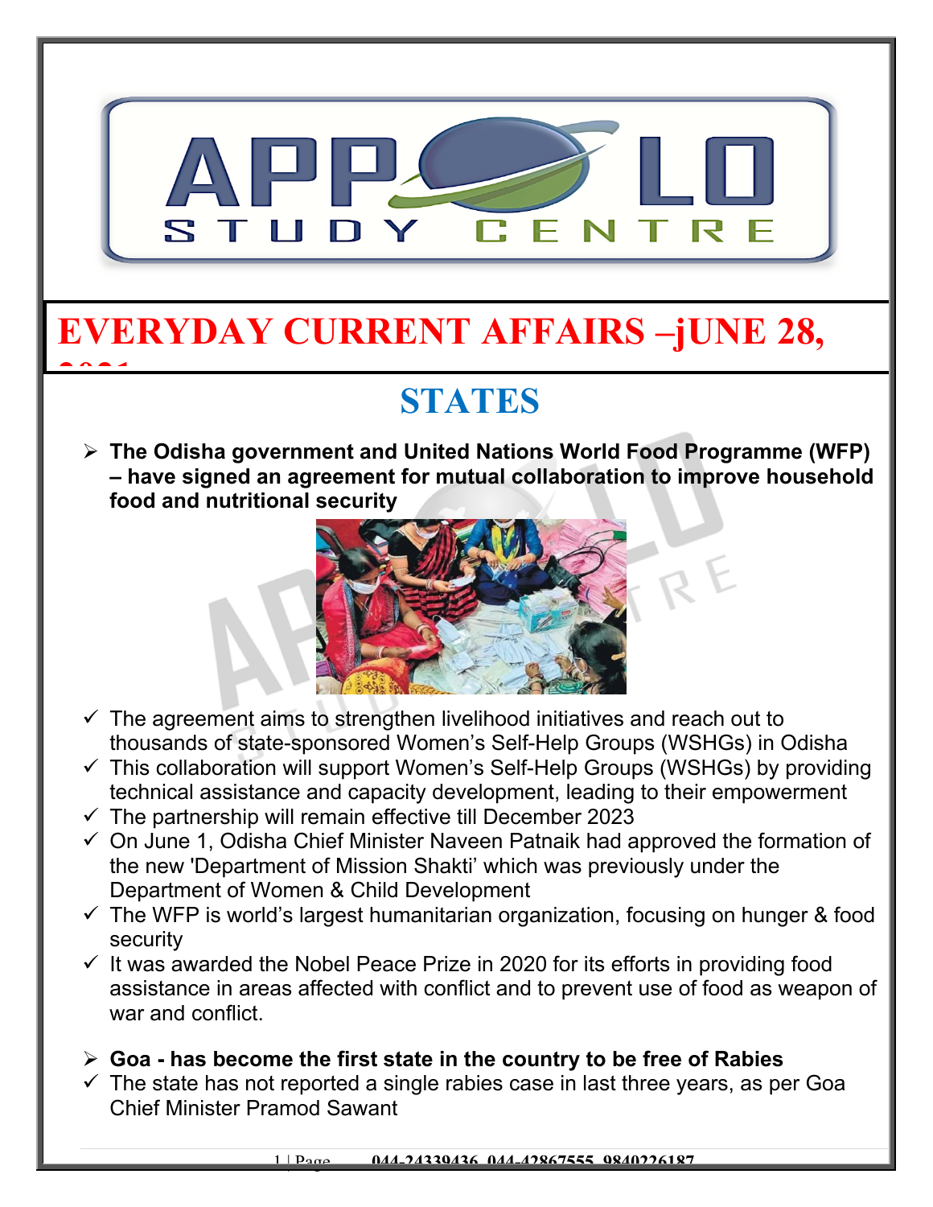# EVERYDAY CURRENT AFFAIRS –jUNE 28, 2021

## STATES

- **The Odisha government and United Nations World Food Programme (WFP) – have signed an agreement for mutual collaboration to improve household food and nutritional security**

✓ The agreement aims to strengthen livelihood initiatives and reach out to thousands of state-sponsored Women's Self-Help Groups (WSHGs) in Odisha
✓ This collaboration will support Women's Self-Help Groups (WSHGs) by providing technical assistance and capacity development, leading to their empowerment
✓ The partnership will remain effective till December 2023
✓ On June 1, Odisha Chief Minister Naveen Patnaik had approved the formation of the new 'Department of Mission Shakti' which was previously under the Department of Women & Child Development
✓ The WFP is world's largest humanitarian organization, focusing on hunger & food security
✓ It was awarded the Nobel Peace Prize in 2020 for its efforts in providing food assistance in areas affected with conflict and to prevent use of food as weapon of war and conflict.

- **Goa - has become the first state in the country to be free of Rabies**

✓ The state has not reported a single rabies case in last three years, as per Goa Chief Minister Pramod Sawant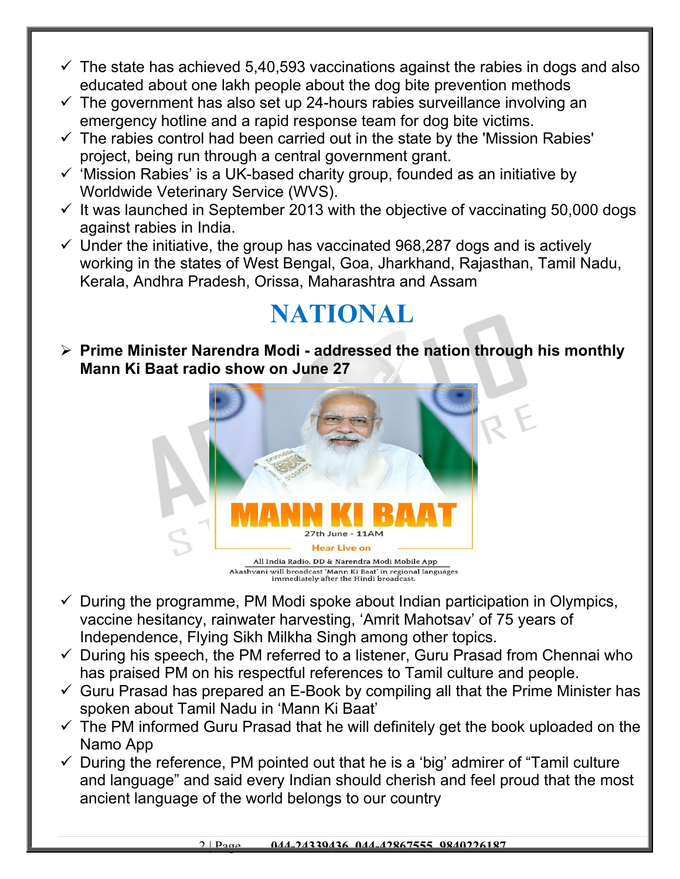- ✓ The state has achieved 5,40,593 vaccinations against the rabies in dogs and also educated about one lakh people about the dog bite prevention methods
- ✓ The government has also set up 24-hours rabies surveillance involving an emergency hotline and a rapid response team for dog bite victims.
- ✓ The rabies control had been carried out in the state by the 'Mission Rabies' project, being run through a central government grant.
- ✓ 'Mission Rabies' is a UK-based charity group, founded as an initiative by Worldwide Veterinary Service (WVS).
- ✓ It was launched in September 2013 with the objective of vaccinating 50,000 dogs against rabies in India.
- ✓ Under the initiative, the group has vaccinated 968,287 dogs and is actively working in the states of West Bengal, Goa, Jharkhand, Rajasthan, Tamil Nadu, Kerala, Andhra Pradesh, Orissa, Maharashtra and Assam

# NATIONAL

- ➢ **Prime Minister Narendra Modi - addressed the nation through his monthly Mann Ki Baat radio show on June 27**

MANN KI BAAT

27th June - 11AM

Hear Live on

All India Radio, DD & Narendra Modi Mobile App

Akashvani will broadcast 'Mann Ki Baat' in regional languages immediately after the Hindi broadcast.

- ✓ During the programme, PM Modi spoke about Indian participation in Olympics, vaccine hesitancy, rainwater harvesting, 'Amrit Mahotsav' of 75 years of Independence, Flying Sikh Milkha Singh among other topics.
- ✓ During his speech, the PM referred to a listener, Guru Prasad from Chennai who has praised PM on his respectful references to Tamil culture and people.
- ✓ Guru Prasad has prepared an E-Book by compiling all that the Prime Minister has spoken about Tamil Nadu in 'Mann Ki Baat'
- ✓ The PM informed Guru Prasad that he will definitely get the book uploaded on the Namo App
- ✓ During the reference, PM pointed out that he is a 'big' admirer of "Tamil culture and language" and said every Indian should cherish and feel proud that the most ancient language of the world belongs to our country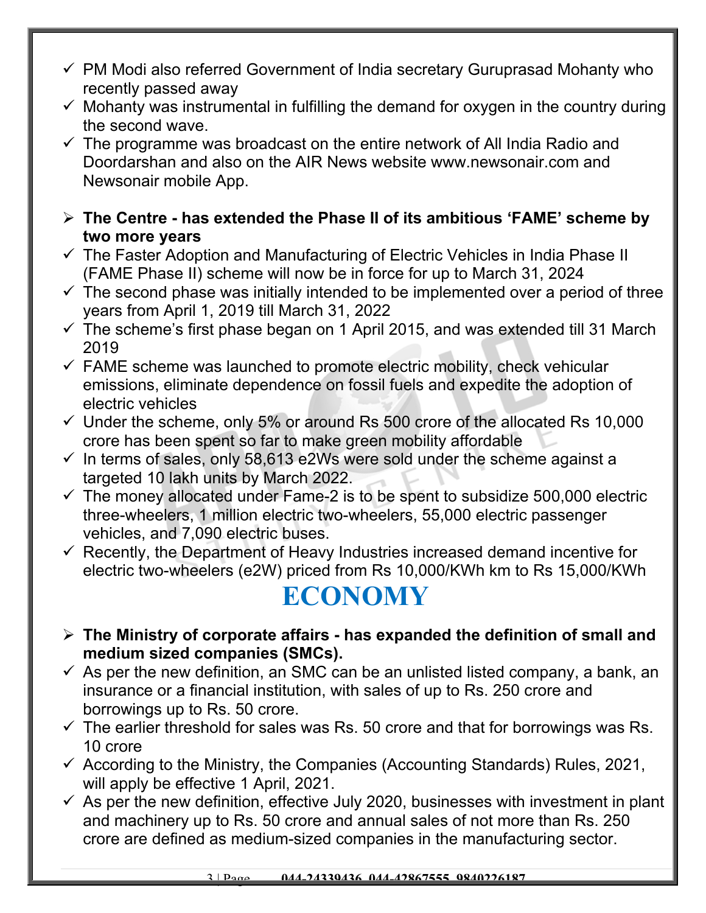- ✓ PM Modi also referred Government of India secretary Guruprasad Mohanty who recently passed away
- ✓ Mohanty was instrumental in fulfilling the demand for oxygen in the country during the second wave.
- ✓ The programme was broadcast on the entire network of All India Radio and Doordarshan and also on the AIR News website www.newsonair.com and Newsonair mobile App.

- ➢ **The Centre - has extended the Phase II of its ambitious 'FAME' scheme by two more years**
- ✓ The Faster Adoption and Manufacturing of Electric Vehicles in India Phase II (FAME Phase II) scheme will now be in force for up to March 31, 2024
- ✓ The second phase was initially intended to be implemented over a period of three years from April 1, 2019 till March 31, 2022
- ✓ The scheme's first phase began on 1 April 2015, and was extended till 31 March 2019
- ✓ FAME scheme was launched to promote electric mobility, check vehicular emissions, eliminate dependence on fossil fuels and expedite the adoption of electric vehicles
- ✓ Under the scheme, only 5% or around Rs 500 crore of the allocated Rs 10,000 crore has been spent so far to make green mobility affordable
- ✓ In terms of sales, only 58,613 e2Ws were sold under the scheme against a targeted 10 lakh units by March 2022.
- ✓ The money allocated under Fame-2 is to be spent to subsidize 500,000 electric three-wheelers, 1 million electric two-wheelers, 55,000 electric passenger vehicles, and 7,090 electric buses.
- ✓ Recently, the Department of Heavy Industries increased demand incentive for electric two-wheelers (e2W) priced from Rs 10,000/KWh km to Rs 15,000/KWh

# ECONOMY

- ➢ **The Ministry of corporate affairs - has expanded the definition of small and medium sized companies (SMCs).**
- ✓ As per the new definition, an SMC can be an unlisted listed company, a bank, an insurance or a financial institution, with sales of up to Rs. 250 crore and borrowings up to Rs. 50 crore.
- ✓ The earlier threshold for sales was Rs. 50 crore and that for borrowings was Rs. 10 crore
- ✓ According to the Ministry, the Companies (Accounting Standards) Rules, 2021, will apply be effective 1 April, 2021.
- ✓ As per the new definition, effective July 2020, businesses with investment in plant and machinery up to Rs. 50 crore and annual sales of not more than Rs. 250 crore are defined as medium-sized companies in the manufacturing sector.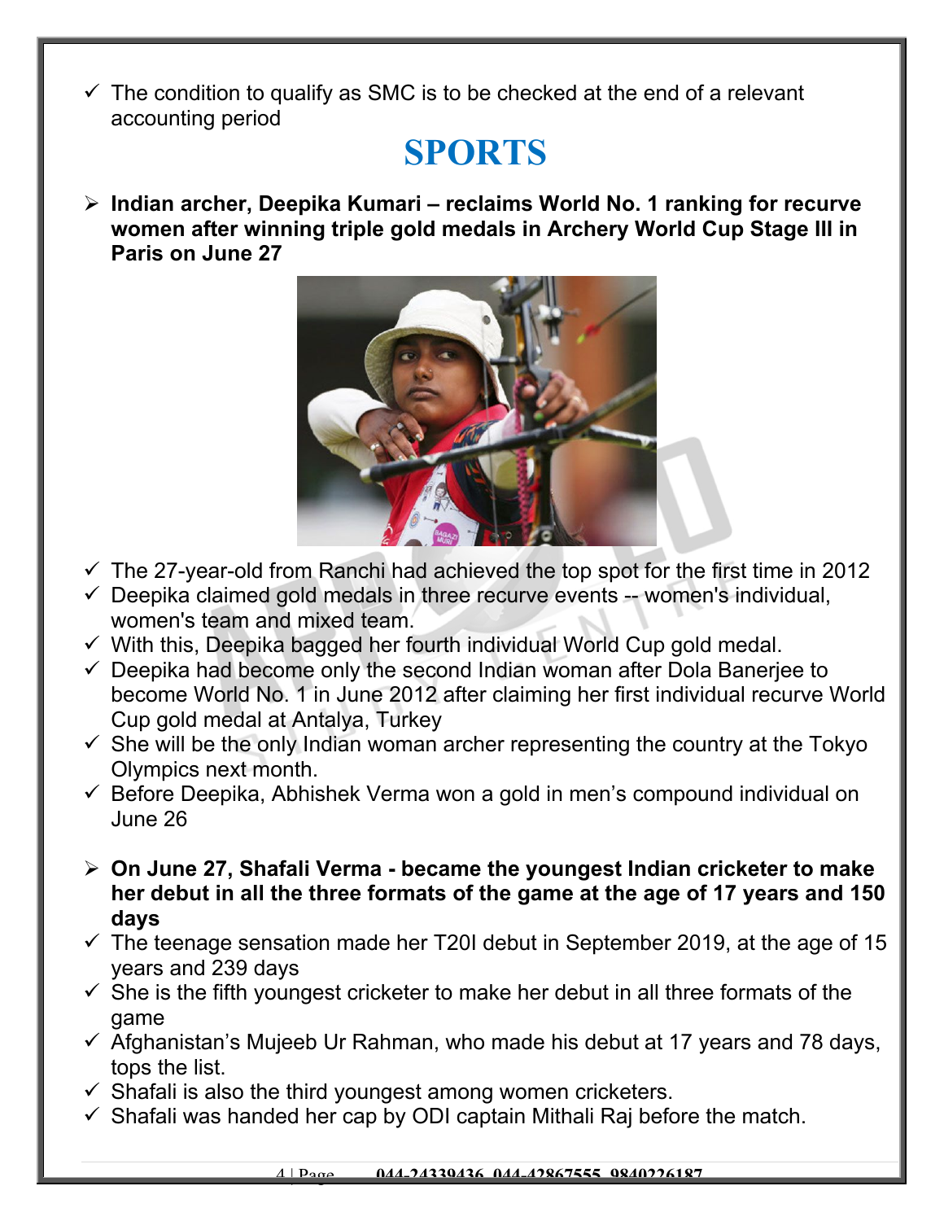- ✓ The condition to qualify as SMC is to be checked at the end of a relevant accounting period

# SPORTS

- ➢ **Indian archer, Deepika Kumari – reclaims World No. 1 ranking for recurve women after winning triple gold medals in Archery World Cup Stage III in Paris on June 27**

- ✓ The 27-year-old from Ranchi had achieved the top spot for the first time in 2012
- ✓ Deepika claimed gold medals in three recurve events -- women's individual, women's team and mixed team.
- ✓ With this, Deepika bagged her fourth individual World Cup gold medal.
- ✓ Deepika had become only the second Indian woman after Dola Banerjee to become World No. 1 in June 2012 after claiming her first individual recurve World Cup gold medal at Antalya, Turkey
- ✓ She will be the only Indian woman archer representing the country at the Tokyo Olympics next month.
- ✓ Before Deepika, Abhishek Verma won a gold in men's compound individual on June 26

- ➢ **On June 27, Shafali Verma - became the youngest Indian cricketer to make her debut in all the three formats of the game at the age of 17 years and 150 days**
- ✓ The teenage sensation made her T20I debut in September 2019, at the age of 15 years and 239 days
- ✓ She is the fifth youngest cricketer to make her debut in all three formats of the game
- ✓ Afghanistan's Mujeeb Ur Rahman, who made his debut at 17 years and 78 days, tops the list.
- ✓ Shafali is also the third youngest among women cricketers.
- ✓ Shafali was handed her cap by ODI captain Mithali Raj before the match.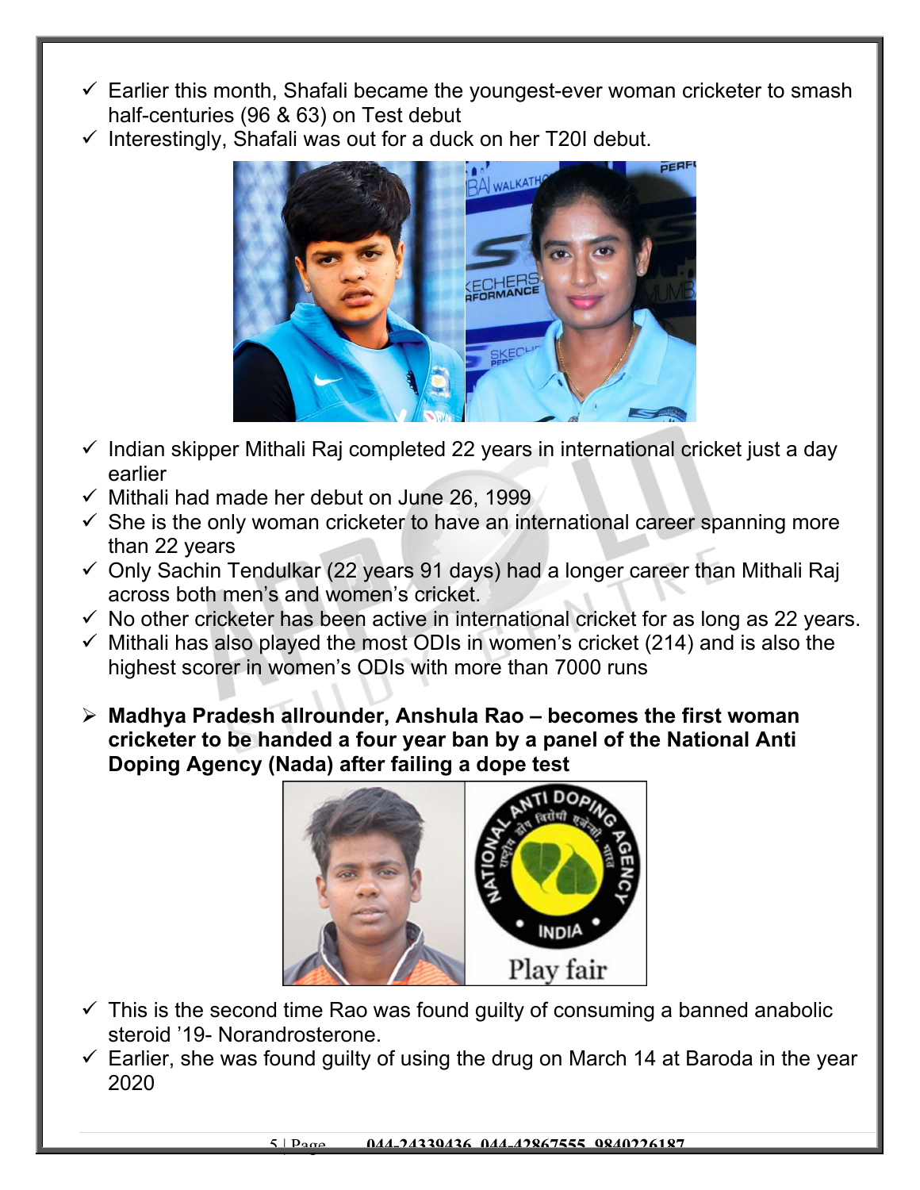- ✓ Earlier this month, Shafali became the youngest-ever woman cricketer to smash half-centuries (96 & 63) on Test debut
- ✓ Interestingly, Shafali was out for a duck on her T20I debut.

- ✓ Indian skipper Mithali Raj completed 22 years in international cricket just a day earlier
- ✓ Mithali had made her debut on June 26, 1999
- ✓ She is the only woman cricketer to have an international career spanning more than 22 years
- ✓ Only Sachin Tendulkar (22 years 91 days) had a longer career than Mithali Raj across both men's and women's cricket.
- ✓ No other cricketer has been active in international cricket for as long as 22 years.
- ✓ Mithali has also played the most ODIs in women's cricket (214) and is also the highest scorer in women's ODIs with more than 7000 runs

➢ **Madhya Pradesh allrounder, Anshula Rao – becomes the first woman cricketer to be handed a four year ban by a panel of the National Anti Doping Agency (Nada) after failing a dope test**

- ✓ This is the second time Rao was found guilty of consuming a banned anabolic steroid '19- Norandrosterone.
- ✓ Earlier, she was found guilty of using the drug on March 14 at Baroda in the year 2020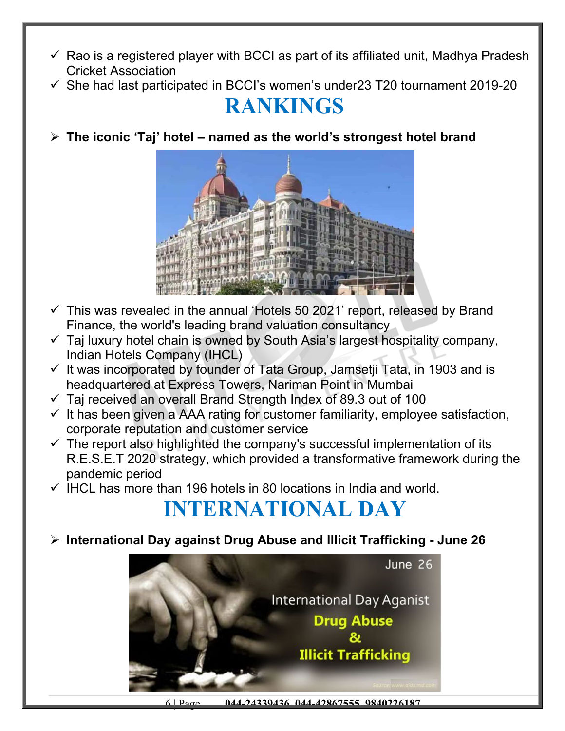- ✓ Rao is a registered player with BCCI as part of its affiliated unit, Madhya Pradesh Cricket Association
- ✓ She had last participated in BCCI's women's under23 T20 tournament 2019-20

# RANKINGS

- **The iconic 'Taj' hotel – named as the world's strongest hotel brand**

- ✓ This was revealed in the annual 'Hotels 50 2021' report, released by Brand Finance, the world's leading brand valuation consultancy
- ✓ Taj luxury hotel chain is owned by South Asia's largest hospitality company, Indian Hotels Company (IHCL)
- ✓ It was incorporated by founder of Tata Group, Jamsetji Tata, in 1903 and is headquartered at Express Towers, Nariman Point in Mumbai
- ✓ Taj received an overall Brand Strength Index of 89.3 out of 100
- ✓ It has been given a AAA rating for customer familiarity, employee satisfaction, corporate reputation and customer service
- ✓ The report also highlighted the company's successful implementation of its R.E.S.E.T 2020 strategy, which provided a transformative framework during the pandemic period
- ✓ IHCL has more than 196 hotels in 80 locations in India and world.

# INTERNATIONAL DAY

- **International Day against Drug Abuse and Illicit Trafficking - June 26**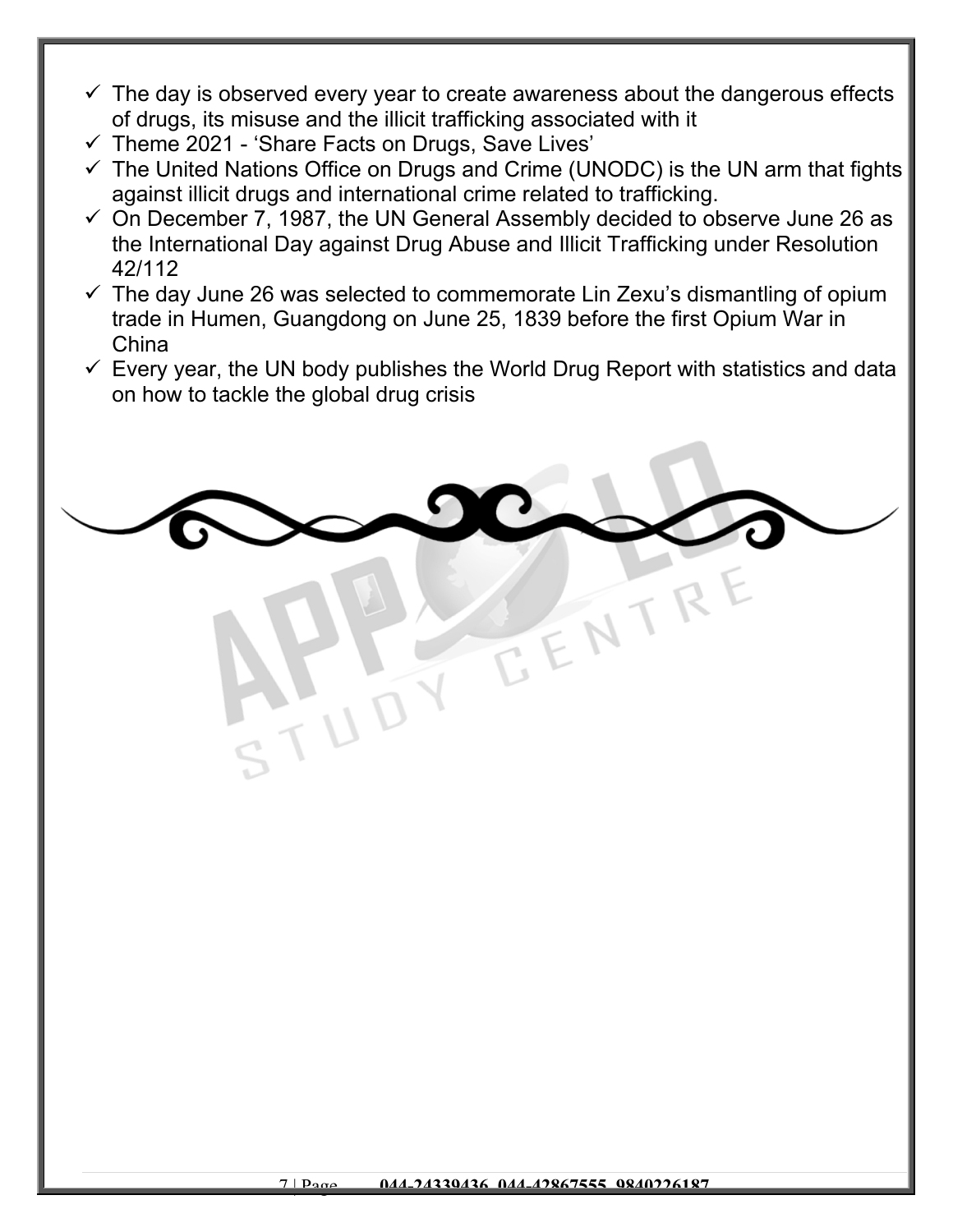- ✓ The day is observed every year to create awareness about the dangerous effects of drugs, its misuse and the illicit trafficking associated with it
- ✓ Theme 2021 - 'Share Facts on Drugs, Save Lives'
- ✓ The United Nations Office on Drugs and Crime (UNODC) is the UN arm that fights against illicit drugs and international crime related to trafficking.
- ✓ On December 7, 1987, the UN General Assembly decided to observe June 26 as the International Day against Drug Abuse and Illicit Trafficking under Resolution 42/112
- ✓ The day June 26 was selected to commemorate Lin Zexu's dismantling of opium trade in Humen, Guangdong on June 25, 1839 before the first Opium War in China
- ✓ Every year, the UN body publishes the World Drug Report with statistics and data on how to tackle the global drug crisis